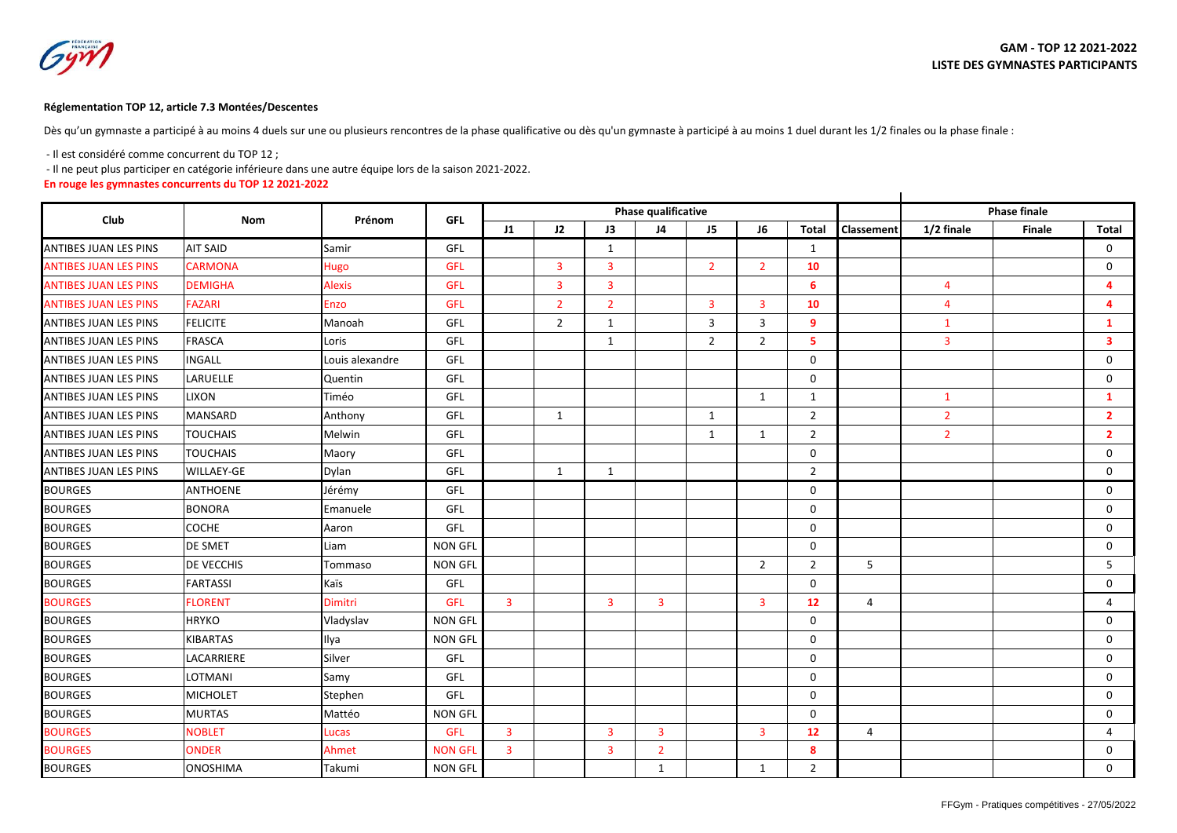**GAM - TOP 12 2021-2022**
**LISTE DES GYMNASTES PARTICIPANTS**

**Réglementation TOP 12, article 7.3 Montées/Descentes**

Dès qu'un gymnaste a participé à au moins 4 duels sur une ou plusieurs rencontres de la phase qualificative ou dès qu'un gymnaste à participé à au moins 1 duel durant les 1/2 finales ou la phase finale :

- Il est considéré comme concurrent du TOP 12 ;
- Il ne peut plus participer en catégorie inférieure dans une autre équipe lors de la saison 2021-2022.

**En rouge les gymnastes concurrents du TOP 12 2021-2022**

| Club | Nom | Prénom | GFL | Phase qualificative | | | | | | | | Phase finale | | |
|---|---|---|---|---|---|---|---|---|---|---|---|---|---|---|
| | | | | J1 | J2 | J3 | J4 | J5 | J6 | Total | Classement | 1/2 finale | Finale | Total |
| ANTIBES JUAN LES PINS | AIT SAID | Samir | GFL | | | 1 | | | | 1 | | | | 0 |
| ANTIBES JUAN LES PINS | CARMONA | Hugo | GFL | | 3 | 3 | | 2 | 2 | 10 | | | | 0 |
| ANTIBES JUAN LES PINS | DEMIGHA | Alexis | GFL | | 3 | 3 | | | | 6 | | 4 | | 4 |
| ANTIBES JUAN LES PINS | FAZARI | Enzo | GFL | | 2 | 2 | | 3 | 3 | 10 | | 4 | | 4 |
| ANTIBES JUAN LES PINS | FELICITE | Manoah | GFL | | 2 | 1 | | 3 | 3 | 9 | | 1 | | 1 |
| ANTIBES JUAN LES PINS | FRASCA | Loris | GFL | | | 1 | | 2 | 2 | 5 | | 3 | | 3 |
| ANTIBES JUAN LES PINS | INGALL | Louis alexandre | GFL | | | | | | | 0 | | | | 0 |
| ANTIBES JUAN LES PINS | LARUELLE | Quentin | GFL | | | | | | | 0 | | | | 0 |
| ANTIBES JUAN LES PINS | LIXON | Timéo | GFL | | | | | | 1 | 1 | | 1 | | 1 |
| ANTIBES JUAN LES PINS | MANSARD | Anthony | GFL | | 1 | | | 1 | | 2 | | 2 | | 2 |
| ANTIBES JUAN LES PINS | TOUCHAIS | Melwin | GFL | | | | | 1 | 1 | 2 | | 2 | | 2 |
| ANTIBES JUAN LES PINS | TOUCHAIS | Maory | GFL | | | | | | | 0 | | | | 0 |
| ANTIBES JUAN LES PINS | WILLAEY-GE | Dylan | GFL | | 1 | 1 | | | | 2 | | | | 0 |
| BOURGES | ANTHOENE | Jérémy | GFL | | | | | | | 0 | | | | 0 |
| BOURGES | BONORA | Emanuele | GFL | | | | | | | 0 | | | | 0 |
| BOURGES | COCHE | Aaron | GFL | | | | | | | 0 | | | | 0 |
| BOURGES | DE SMET | Liam | NON GFL | | | | | | | 0 | | | | 0 |
| BOURGES | DE VECCHIS | Tommaso | NON GFL | | | | | | 2 | 2 | 5 | | | 5 |
| BOURGES | FARTASSI | Kaïs | GFL | | | | | | | 0 | | | | 0 |
| BOURGES | FLORENT | Dimitri | GFL | 3 | | 3 | 3 | | 3 | 12 | 4 | | | 4 |
| BOURGES | HRYKO | Vladyslav | NON GFL | | | | | | | 0 | | | | 0 |
| BOURGES | KIBARTAS | Ilya | NON GFL | | | | | | | 0 | | | | 0 |
| BOURGES | LACARRIERE | Silver | GFL | | | | | | | 0 | | | | 0 |
| BOURGES | LOTMANI | Samy | GFL | | | | | | | 0 | | | | 0 |
| BOURGES | MICHOLET | Stephen | GFL | | | | | | | 0 | | | | 0 |
| BOURGES | MURTAS | Mattéo | NON GFL | | | | | | | 0 | | | | 0 |
| BOURGES | NOBLET | Lucas | GFL | 3 | | 3 | 3 | | 3 | 12 | 4 | | | 4 |
| BOURGES | ONDER | Ahmet | NON GFL | 3 | | 3 | 2 | | | 8 | | | | 0 |
| BOURGES | ONOSHIMA | Takumi | NON GFL | | | | 1 | | 1 | 2 | | | | 0 |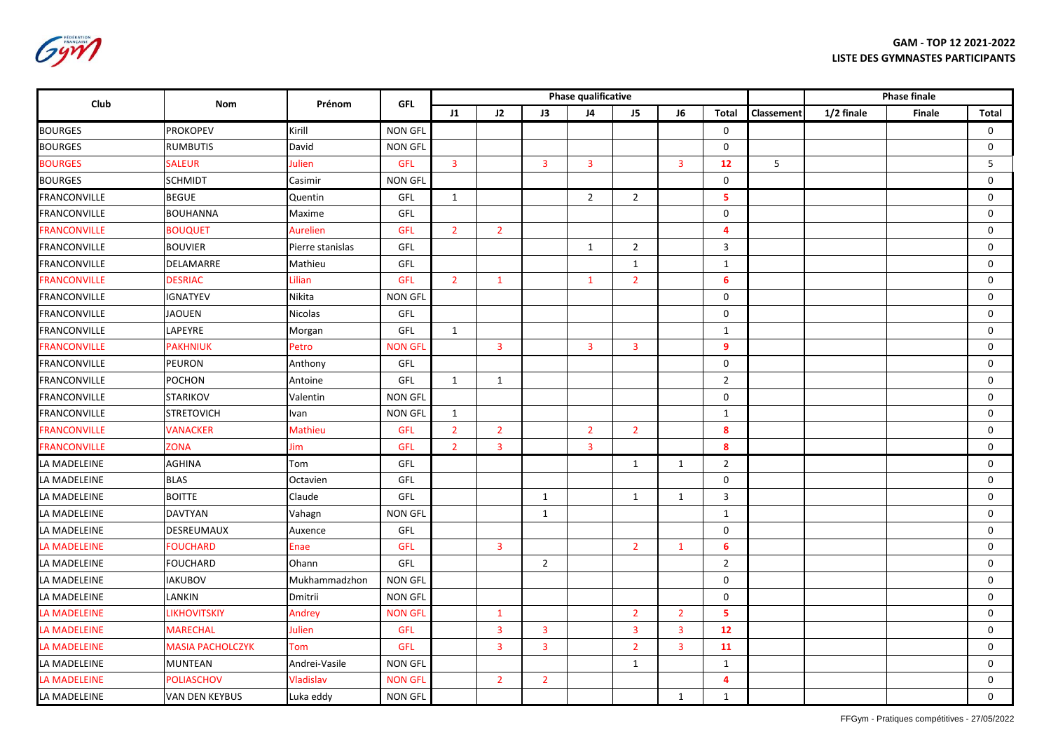**GAM - TOP 12 2021-2022**
**LISTE DES GYMNASTES PARTICIPANTS**

| Club | Nom | Prénom | GFL | Phase qualificative | | | | | | | | Phase finale | | |
|---|---|---|---|---|---|---|---|---|---|---|---|---|---|---|
| | | | | J1 | J2 | J3 | J4 | J5 | J6 | Total | Classement | 1/2 finale | Finale | Total |
| BOURGES | PROKOPEV | Kirill | NON GFL | | | | | | | 0 | | | | 0 |
| BOURGES | RUMBUTIS | David | NON GFL | | | | | | | 0 | | | | 0 |
| BOURGES | SALEUR | Julien | GFL | 3 | | 3 | 3 | | 3 | **12** | 5 | | | 5 |
| BOURGES | SCHMIDT | Casimir | NON GFL | | | | | | | 0 | | | | 0 |
| FRANCONVILLE | BEGUE | Quentin | GFL | 1 | | | 2 | 2 | | **5** | | | | 0 |
| FRANCONVILLE | BOUHANNA | Maxime | GFL | | | | | | | 0 | | | | 0 |
| FRANCONVILLE | BOUQUET | Aurelien | GFL | 2 | 2 | | | | | **4** | | | | 0 |
| FRANCONVILLE | BOUVIER | Pierre stanislas | GFL | | | | 1 | 2 | | 3 | | | | 0 |
| FRANCONVILLE | DELAMARRE | Mathieu | GFL | | | | | 1 | | 1 | | | | 0 |
| FRANCONVILLE | DESRIAC | Lilian | GFL | 2 | 1 | | 1 | 2 | | **6** | | | | 0 |
| FRANCONVILLE | IGNATYEV | Nikita | NON GFL | | | | | | | 0 | | | | 0 |
| FRANCONVILLE | JAOUEN | Nicolas | GFL | | | | | | | 0 | | | | 0 |
| FRANCONVILLE | LAPEYRE | Morgan | GFL | 1 | | | | | | 1 | | | | 0 |
| FRANCONVILLE | PAKHNIUK | Petro | NON GFL | | 3 | | 3 | 3 | | **9** | | | | 0 |
| FRANCONVILLE | PEURON | Anthony | GFL | | | | | | | 0 | | | | 0 |
| FRANCONVILLE | POCHON | Antoine | GFL | 1 | 1 | | | | | 2 | | | | 0 |
| FRANCONVILLE | STARIKOV | Valentin | NON GFL | | | | | | | 0 | | | | 0 |
| FRANCONVILLE | STRETOVICH | Ivan | NON GFL | 1 | | | | | | 1 | | | | 0 |
| FRANCONVILLE | VANACKER | Mathieu | GFL | 2 | 2 | | 2 | 2 | | **8** | | | | 0 |
| FRANCONVILLE | ZONA | Jim | GFL | 2 | 3 | | 3 | | | **8** | | | | 0 |
| LA MADELEINE | AGHINA | Tom | GFL | | | | | 1 | 1 | 2 | | | | 0 |
| LA MADELEINE | BLAS | Octavien | GFL | | | | | | | 0 | | | | 0 |
| LA MADELEINE | BOITTE | Claude | GFL | | | 1 | | 1 | 1 | 3 | | | | 0 |
| LA MADELEINE | DAVTYAN | Vahagn | NON GFL | | | 1 | | | | 1 | | | | 0 |
| LA MADELEINE | DESREUMAUX | Auxence | GFL | | | | | | | 0 | | | | 0 |
| LA MADELEINE | FOUCHARD | Enae | GFL | | 3 | | | 2 | 1 | **6** | | | | 0 |
| LA MADELEINE | FOUCHARD | Ohann | GFL | | | 2 | | | | 2 | | | | 0 |
| LA MADELEINE | IAKUBOV | Mukhammadzhon | NON GFL | | | | | | | 0 | | | | 0 |
| LA MADELEINE | LANKIN | Dmitrii | NON GFL | | | | | | | 0 | | | | 0 |
| LA MADELEINE | LIKHOVITSKIY | Andrey | NON GFL | | 1 | | | 2 | 2 | **5** | | | | 0 |
| LA MADELEINE | MARECHAL | Julien | GFL | | 3 | 3 | | 3 | 3 | **12** | | | | 0 |
| LA MADELEINE | MASIA PACHOLCZYK | Tom | GFL | | 3 | 3 | | 2 | 3 | **11** | | | | 0 |
| LA MADELEINE | MUNTEAN | Andrei-Vasile | NON GFL | | | | | 1 | | 1 | | | | 0 |
| LA MADELEINE | POLIASCHOV | Vladislav | NON GFL | | 2 | 2 | | | | **4** | | | | 0 |
| LA MADELEINE | VAN DEN KEYBUS | Luka eddy | NON GFL | | | | | | 1 | 1 | | | | 0 |

FFGym - Pratiques compétitives - 27/05/2022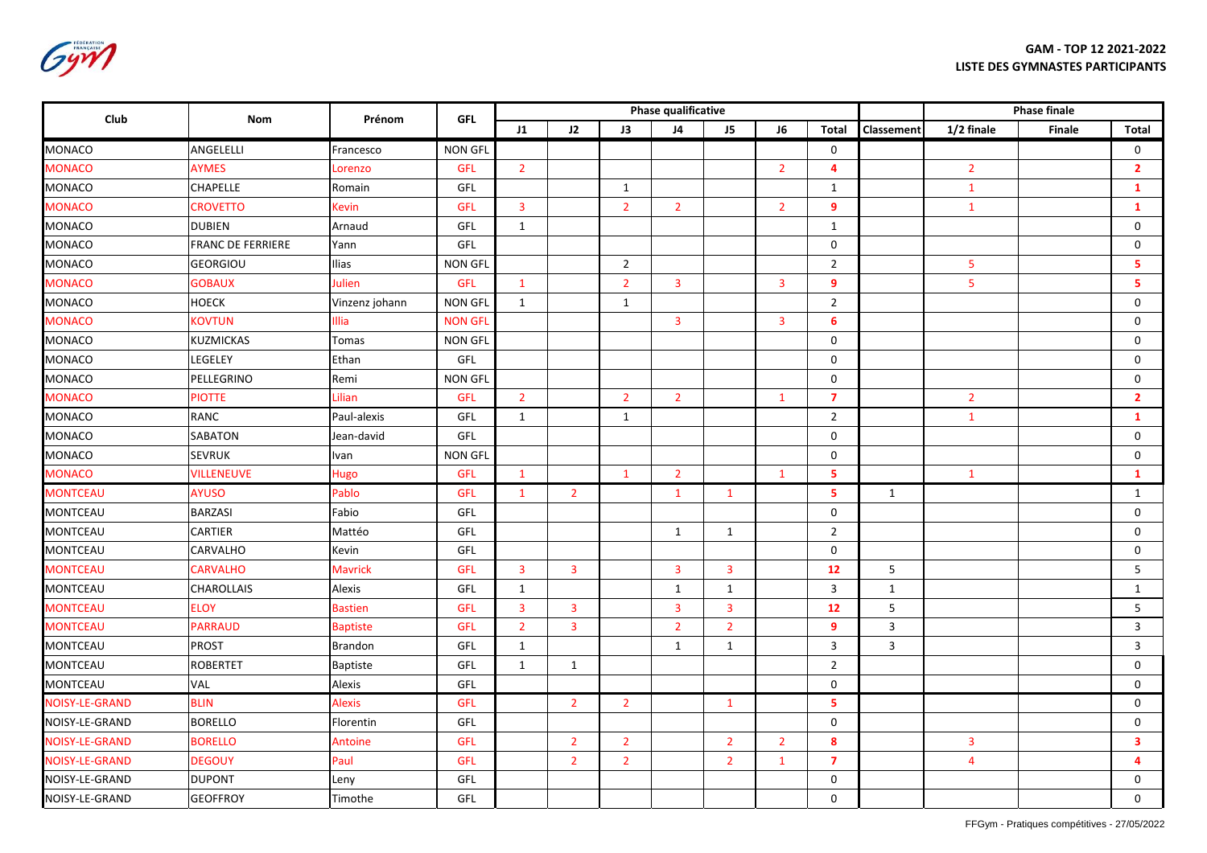**GAM - TOP 12 2021-2022**
**LISTE DES GYMNASTES PARTICIPANTS**

| Club | Nom | Prénom | GFL | Phase qualificative | | | | | | | | Phase finale | | |
|---|---|---|---|---|---|---|---|---|---|---|---|---|---|---|
| | | | | J1 | J2 | J3 | J4 | J5 | J6 | Total | Classement | 1/2 finale | Finale | Total |
| MONACO | ANGELELLI | Francesco | NON GFL | | | | | | | 0 | | | | 0 |
| MONACO | AYMES | Lorenzo | GFL | 2 | | | | | 2 | 4 | | 2 | | 2 |
| MONACO | CHAPELLE | Romain | GFL | | | 1 | | | | 1 | | 1 | | 1 |
| MONACO | CROVETTO | Kevin | GFL | 3 | | 2 | 2 | | 2 | 9 | | 1 | | 1 |
| MONACO | DUBIEN | Arnaud | GFL | 1 | | | | | | 1 | | | | 0 |
| MONACO | FRANC DE FERRIERE | Yann | GFL | | | | | | | 0 | | | | 0 |
| MONACO | GEORGIOU | Ilias | NON GFL | | | 2 | | | | 2 | | 5 | | 5 |
| MONACO | GOBAUX | Julien | GFL | 1 | | 2 | 3 | | 3 | 9 | | 5 | | 5 |
| MONACO | HOECK | Vinzenz johann | NON GFL | 1 | | 1 | | | | 2 | | | | 0 |
| MONACO | KOVTUN | Illia | NON GFL | | | | 3 | | 3 | 6 | | | | 0 |
| MONACO | KUZMICKAS | Tomas | NON GFL | | | | | | | 0 | | | | 0 |
| MONACO | LEGELEY | Ethan | GFL | | | | | | | 0 | | | | 0 |
| MONACO | PELLEGRINO | Remi | NON GFL | | | | | | | 0 | | | | 0 |
| MONACO | PIOTTE | Lilian | GFL | 2 | | 2 | 2 | | 1 | 7 | | 2 | | 2 |
| MONACO | RANC | Paul-alexis | GFL | 1 | | 1 | | | | 2 | | 1 | | 1 |
| MONACO | SABATON | Jean-david | GFL | | | | | | | 0 | | | | 0 |
| MONACO | SEVRUK | Ivan | NON GFL | | | | | | | 0 | | | | 0 |
| MONACO | VILLENEUVE | Hugo | GFL | 1 | | 1 | 2 | | 1 | 5 | | 1 | | 1 |
| MONTCEAU | AYUSO | Pablo | GFL | 1 | 2 | | 1 | 1 | | 5 | 1 | | | 1 |
| MONTCEAU | BARZASI | Fabio | GFL | | | | | | | 0 | | | | 0 |
| MONTCEAU | CARTIER | Mattéo | GFL | | | | 1 | 1 | | 2 | | | | 0 |
| MONTCEAU | CARVALHO | Kevin | GFL | | | | | | | 0 | | | | 0 |
| MONTCEAU | CARVALHO | Mavrick | GFL | 3 | 3 | | 3 | 3 | | 12 | 5 | | | 5 |
| MONTCEAU | CHAROLLAIS | Alexis | GFL | 1 | | | 1 | 1 | | 3 | 1 | | | 1 |
| MONTCEAU | ELOY | Bastien | GFL | 3 | 3 | | 3 | 3 | | 12 | 5 | | | 5 |
| MONTCEAU | PARRAUD | Baptiste | GFL | 2 | 3 | | 2 | 2 | | 9 | 3 | | | 3 |
| MONTCEAU | PROST | Brandon | GFL | 1 | | | 1 | 1 | | 3 | 3 | | | 3 |
| MONTCEAU | ROBERTET | Baptiste | GFL | 1 | 1 | | | | | 2 | | | | 0 |
| MONTCEAU | VAL | Alexis | GFL | | | | | | | 0 | | | | 0 |
| NOISY-LE-GRAND | BLIN | Alexis | GFL | | 2 | 2 | | 1 | | 5 | | | | 0 |
| NOISY-LE-GRAND | BORELLO | Florentin | GFL | | | | | | | 0 | | | | 0 |
| NOISY-LE-GRAND | BORELLO | Antoine | GFL | | 2 | 2 | | 2 | 2 | 8 | | 3 | | 3 |
| NOISY-LE-GRAND | DEGOUY | Paul | GFL | | 2 | 2 | | 2 | 1 | 7 | | 4 | | 4 |
| NOISY-LE-GRAND | DUPONT | Leny | GFL | | | | | | | 0 | | | | 0 |
| NOISY-LE-GRAND | GEOFFROY | Timothe | GFL | | | | | | | 0 | | | | 0 |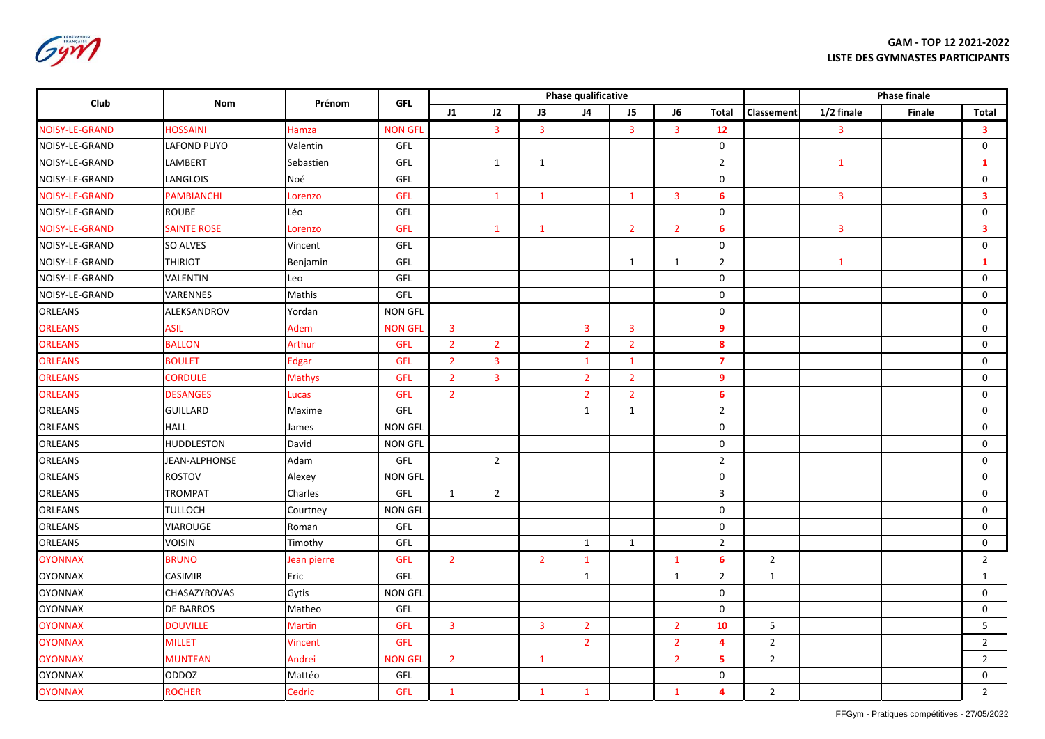**GAM - TOP 12 2021-2022**
**LISTE DES GYMNASTES PARTICIPANTS**

| Club | Nom | Prénom | GFL | Phase qualificative | | | | | | | | Phase finale | | |
|---|---|---|---|---|---|---|---|---|---|---|---|---|---|---|
| | | | | J1 | J2 | J3 | J4 | J5 | J6 | Total | Classement | 1/2 finale | Finale | Total |
| NOISY-LE-GRAND | HOSSAINI | Hamza | NON GFL | | 3 | 3 | | 3 | 3 | **12** | | 3 | | **3** |
| NOISY-LE-GRAND | LAFOND PUYO | Valentin | GFL | | | | | | | 0 | | | | 0 |
| NOISY-LE-GRAND | LAMBERT | Sebastien | GFL | | 1 | 1 | | | | 2 | | 1 | | **1** |
| NOISY-LE-GRAND | LANGLOIS | Noé | GFL | | | | | | | 0 | | | | 0 |
| NOISY-LE-GRAND | PAMBIANCHI | Lorenzo | GFL | | 1 | 1 | | 1 | 3 | **6** | | 3 | | **3** |
| NOISY-LE-GRAND | ROUBE | Léo | GFL | | | | | | | 0 | | | | 0 |
| NOISY-LE-GRAND | SAINTE ROSE | Lorenzo | GFL | | 1 | 1 | | 2 | 2 | **6** | | 3 | | **3** |
| NOISY-LE-GRAND | SO ALVES | Vincent | GFL | | | | | | | 0 | | | | 0 |
| NOISY-LE-GRAND | THIRIOT | Benjamin | GFL | | | | | 1 | 1 | 2 | | 1 | | **1** |
| NOISY-LE-GRAND | VALENTIN | Leo | GFL | | | | | | | 0 | | | | 0 |
| NOISY-LE-GRAND | VARENNES | Mathis | GFL | | | | | | | 0 | | | | 0 |
| ORLEANS | ALEKSANDROV | Yordan | NON GFL | | | | | | | 0 | | | | 0 |
| ORLEANS | ASIL | Adem | NON GFL | 3 | | | 3 | 3 | | **9** | | | | 0 |
| ORLEANS | BALLON | Arthur | GFL | 2 | 2 | | 2 | 2 | | **8** | | | | 0 |
| ORLEANS | BOULET | Edgar | GFL | 2 | 3 | | 1 | 1 | | **7** | | | | 0 |
| ORLEANS | CORDULE | Mathys | GFL | 2 | 3 | | 2 | 2 | | **9** | | | | 0 |
| ORLEANS | DESANGES | Lucas | GFL | 2 | | | 2 | 2 | | **6** | | | | 0 |
| ORLEANS | GUILLARD | Maxime | GFL | | | | 1 | 1 | | 2 | | | | 0 |
| ORLEANS | HALL | James | NON GFL | | | | | | | 0 | | | | 0 |
| ORLEANS | HUDDLESTON | David | NON GFL | | | | | | | 0 | | | | 0 |
| ORLEANS | JEAN-ALPHONSE | Adam | GFL | | 2 | | | | | 2 | | | | 0 |
| ORLEANS | ROSTOV | Alexey | NON GFL | | | | | | | 0 | | | | 0 |
| ORLEANS | TROMPAT | Charles | GFL | 1 | 2 | | | | | 3 | | | | 0 |
| ORLEANS | TULLOCH | Courtney | NON GFL | | | | | | | 0 | | | | 0 |
| ORLEANS | VIAROUGE | Roman | GFL | | | | | | | 0 | | | | 0 |
| ORLEANS | VOISIN | Timothy | GFL | | | | 1 | 1 | | 2 | | | | 0 |
| OYONNAX | BRUNO | Jean pierre | GFL | 2 | | 2 | 1 | | 1 | **6** | 2 | | | 2 |
| OYONNAX | CASIMIR | Eric | GFL | | | | 1 | | 1 | 2 | 1 | | | 1 |
| OYONNAX | CHASAZYROVAS | Gytis | NON GFL | | | | | | | 0 | | | | 0 |
| OYONNAX | DE BARROS | Matheo | GFL | | | | | | | 0 | | | | 0 |
| OYONNAX | DOUVILLE | Martin | GFL | 3 | | 3 | 2 | | 2 | **10** | 5 | | | 5 |
| OYONNAX | MILLET | Vincent | GFL | | | | 2 | | 2 | **4** | 2 | | | 2 |
| OYONNAX | MUNTEAN | Andrei | NON GFL | 2 | | 1 | | | 2 | **5** | 2 | | | 2 |
| OYONNAX | ODDOZ | Mattéo | GFL | | | | | | | 0 | | | | 0 |
| OYONNAX | ROCHER | Cedric | GFL | 1 | | 1 | 1 | | 1 | **4** | 2 | | | 2 |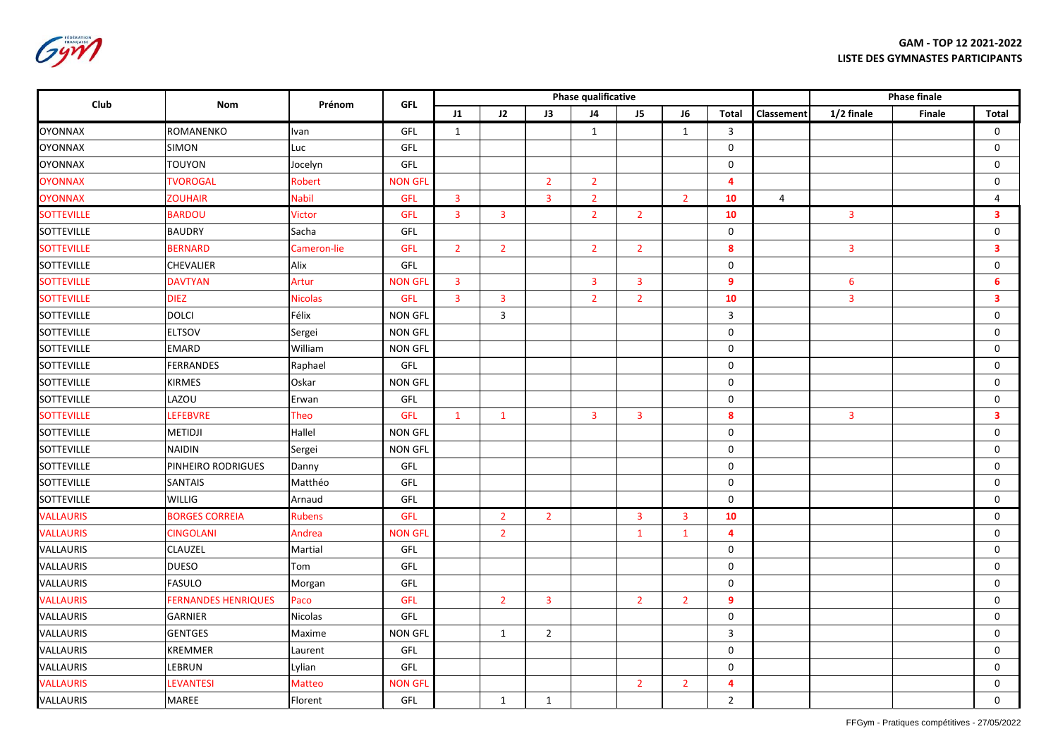**GAM - TOP 12 2021-2022**
**LISTE DES GYMNASTES PARTICIPANTS**

| Club | Nom | Prénom | GFL | Phase qualificative | | | | | | | | Phase finale | | |
|---|---|---|---|---|---|---|---|---|---|---|---|---|---|---|
| | | | | J1 | J2 | J3 | J4 | J5 | J6 | Total | Classement | 1/2 finale | Finale | Total |
| OYONNAX | ROMANENKO | Ivan | GFL | 1 | | | 1 | | 1 | 3 | | | | 0 |
| OYONNAX | SIMON | Luc | GFL | | | | | | | 0 | | | | 0 |
| OYONNAX | TOUYON | Jocelyn | GFL | | | | | | | 0 | | | | 0 |
| OYONNAX | TVOROGAL | Robert | NON GFL | | | 2 | 2 | | | 4 | | | | 0 |
| OYONNAX | ZOUHAIR | Nabil | GFL | 3 | | 3 | 2 | | 2 | 10 | 4 | | | 4 |
| SOTTEVILLE | BARDOU | Victor | GFL | 3 | 3 | | 2 | 2 | | 10 | | 3 | | 3 |
| SOTTEVILLE | BAUDRY | Sacha | GFL | | | | | | | 0 | | | | 0 |
| SOTTEVILLE | BERNARD | Cameron-lie | GFL | 2 | 2 | | 2 | 2 | | 8 | | 3 | | 3 |
| SOTTEVILLE | CHEVALIER | Alix | GFL | | | | | | | 0 | | | | 0 |
| SOTTEVILLE | DAVTYAN | Artur | NON GFL | 3 | | | 3 | 3 | | 9 | | 6 | | 6 |
| SOTTEVILLE | DIEZ | Nicolas | GFL | 3 | 3 | | 2 | 2 | | 10 | | 3 | | 3 |
| SOTTEVILLE | DOLCI | Félix | NON GFL | | 3 | | | | | 3 | | | | 0 |
| SOTTEVILLE | ELTSOV | Sergei | NON GFL | | | | | | | 0 | | | | 0 |
| SOTTEVILLE | EMARD | William | NON GFL | | | | | | | 0 | | | | 0 |
| SOTTEVILLE | FERRANDES | Raphael | GFL | | | | | | | 0 | | | | 0 |
| SOTTEVILLE | KIRMES | Oskar | NON GFL | | | | | | | 0 | | | | 0 |
| SOTTEVILLE | LAZOU | Erwan | GFL | | | | | | | 0 | | | | 0 |
| SOTTEVILLE | LEFEBVRE | Theo | GFL | 1 | 1 | | 3 | 3 | | 8 | | 3 | | 3 |
| SOTTEVILLE | METIDJI | Hallel | NON GFL | | | | | | | 0 | | | | 0 |
| SOTTEVILLE | NAIDIN | Sergei | NON GFL | | | | | | | 0 | | | | 0 |
| SOTTEVILLE | PINHEIRO RODRIGUES | Danny | GFL | | | | | | | 0 | | | | 0 |
| SOTTEVILLE | SANTAIS | Matthéo | GFL | | | | | | | 0 | | | | 0 |
| SOTTEVILLE | WILLIG | Arnaud | GFL | | | | | | | 0 | | | | 0 |
| VALLAURIS | BORGES CORREIA | Rubens | GFL | | 2 | 2 | | 3 | 3 | 10 | | | | 0 |
| VALLAURIS | CINGOLANI | Andrea | NON GFL | | 2 | | | 1 | 1 | 4 | | | | 0 |
| VALLAURIS | CLAUZEL | Martial | GFL | | | | | | | 0 | | | | 0 |
| VALLAURIS | DUESO | Tom | GFL | | | | | | | 0 | | | | 0 |
| VALLAURIS | FASULO | Morgan | GFL | | | | | | | 0 | | | | 0 |
| VALLAURIS | FERNANDES HENRIQUES | Paco | GFL | | 2 | 3 | | 2 | 2 | 9 | | | | 0 |
| VALLAURIS | GARNIER | Nicolas | GFL | | | | | | | 0 | | | | 0 |
| VALLAURIS | GENTGES | Maxime | NON GFL | | 1 | 2 | | | | 3 | | | | 0 |
| VALLAURIS | KREMMER | Laurent | GFL | | | | | | | 0 | | | | 0 |
| VALLAURIS | LEBRUN | Lylian | GFL | | | | | | | 0 | | | | 0 |
| VALLAURIS | LEVANTESI | Matteo | NON GFL | | | | | 2 | 2 | 4 | | | | 0 |
| VALLAURIS | MAREE | Florent | GFL | | 1 | 1 | | | | 2 | | | | 0 |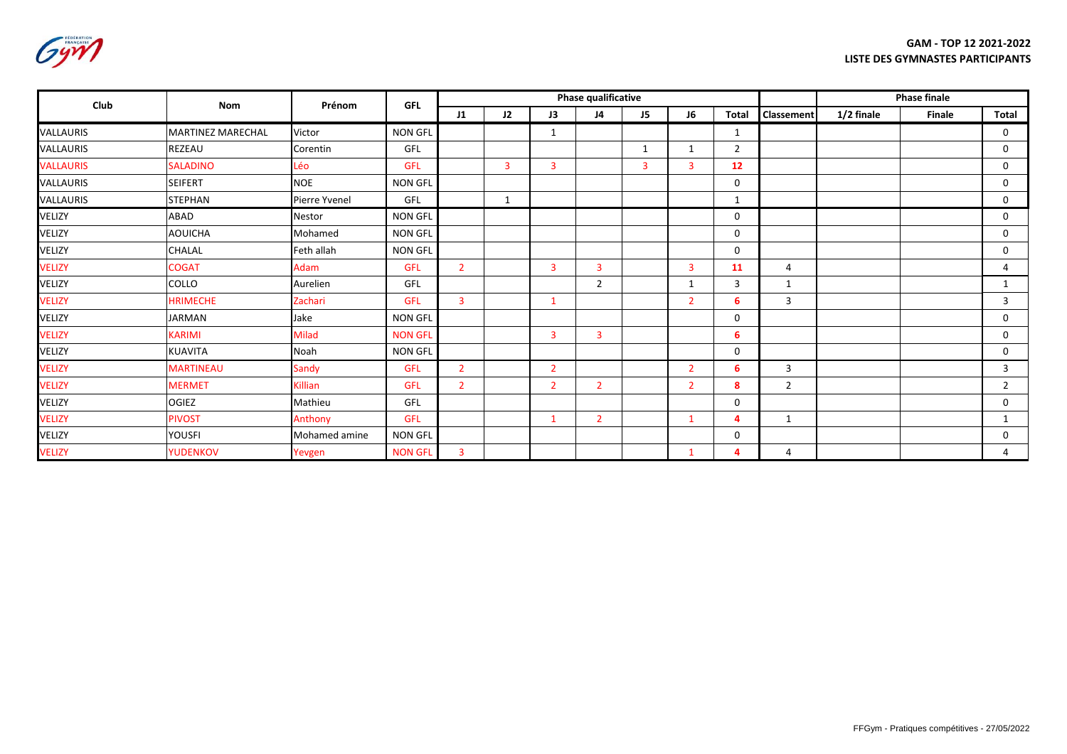**GAM - TOP 12 2021-2022**
**LISTE DES GYMNASTES PARTICIPANTS**

| Club | Nom | Prénom | GFL | Phase qualificative | | | | | | | | Phase finale | | |
|---|---|---|---|---|---|---|---|---|---|---|---|---|---|---|
| | | | | J1 | J2 | J3 | J4 | J5 | J6 | Total | Classement | 1/2 finale | Finale | Total |
| VALLAURIS | MARTINEZ MARECHAL | Victor | NON GFL | | | 1 | | | | 1 | | | | 0 |
| VALLAURIS | REZEAU | Corentin | GFL | | | | | 1 | 1 | 2 | | | | 0 |
| VALLAURIS | SALADINO | Léo | GFL | | 3 | 3 | | 3 | 3 | 12 | | | | 0 |
| VALLAURIS | SEIFERT | NOE | NON GFL | | | | | | | 0 | | | | 0 |
| VALLAURIS | STEPHAN | Pierre Yvenel | GFL | | 1 | | | | | 1 | | | | 0 |
| VELIZY | ABAD | Nestor | NON GFL | | | | | | | 0 | | | | 0 |
| VELIZY | AOUICHA | Mohamed | NON GFL | | | | | | | 0 | | | | 0 |
| VELIZY | CHALAL | Feth allah | NON GFL | | | | | | | 0 | | | | 0 |
| VELIZY | COGAT | Adam | GFL | 2 | | 3 | 3 | | 3 | 11 | 4 | | | 4 |
| VELIZY | COLLO | Aurelien | GFL | | | | 2 | | 1 | 3 | 1 | | | 1 |
| VELIZY | HRIMECHE | Zachari | GFL | 3 | | 1 | | | 2 | 6 | 3 | | | 3 |
| VELIZY | JARMAN | Jake | NON GFL | | | | | | | 0 | | | | 0 |
| VELIZY | KARIMI | Milad | NON GFL | | | 3 | 3 | | | 6 | | | | 0 |
| VELIZY | KUAVITA | Noah | NON GFL | | | | | | | 0 | | | | 0 |
| VELIZY | MARTINEAU | Sandy | GFL | 2 | | 2 | | | 2 | 6 | 3 | | | 3 |
| VELIZY | MERMET | Killian | GFL | 2 | | 2 | 2 | | 2 | 8 | 2 | | | 2 |
| VELIZY | OGIEZ | Mathieu | GFL | | | | | | | 0 | | | | 0 |
| VELIZY | PIVOST | Anthony | GFL | | | 1 | 2 | | 1 | 4 | 1 | | | 1 |
| VELIZY | YOUSFI | Mohamed amine | NON GFL | | | | | | | 0 | | | | 0 |
| VELIZY | YUDENKOV | Yevgen | NON GFL | 3 | | | | | 1 | 4 | 4 | | | 4 |

FFGym - Pratiques compétitives - 27/05/2022